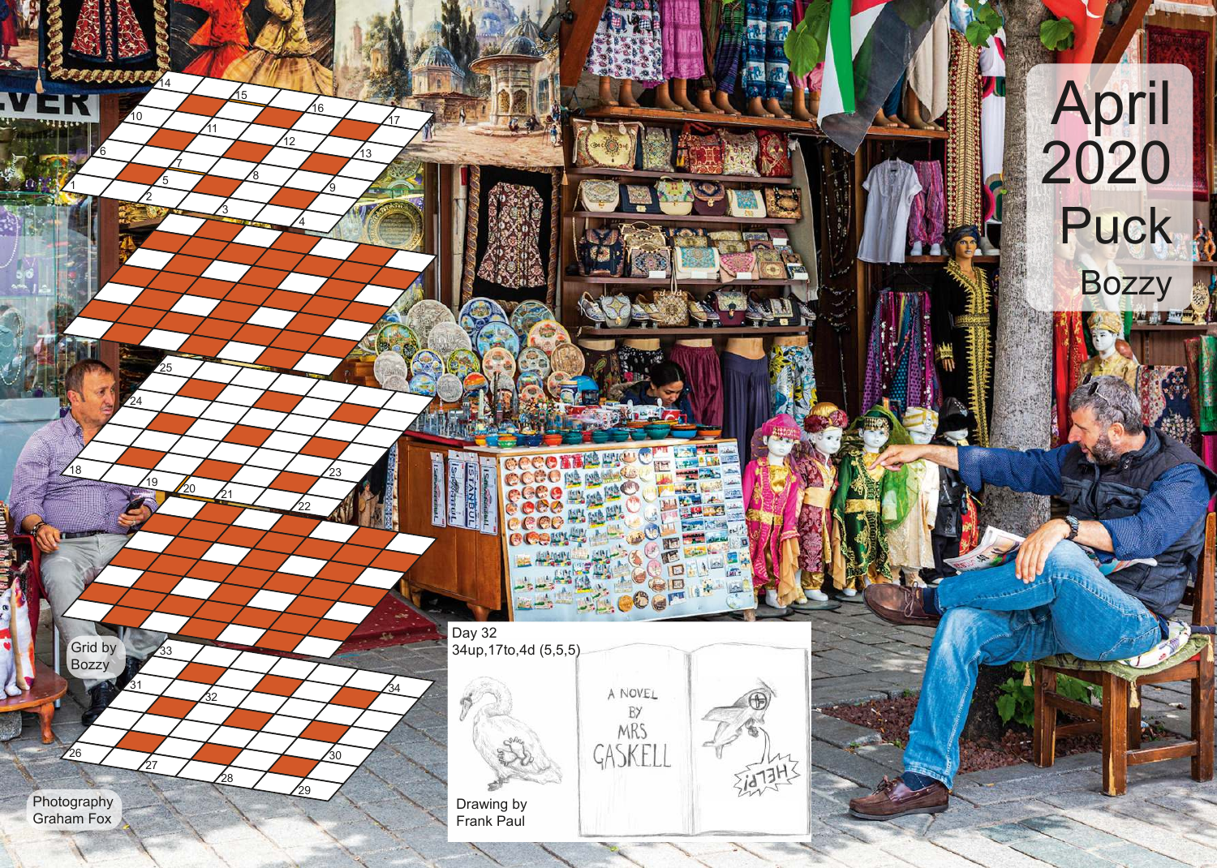# April 2020

## Puck

### Bozzy

Grid by Bozzy

Photography Graham Fox

Day 32

34up,17to,4d (5,5,5)

Drawing by Frank Paul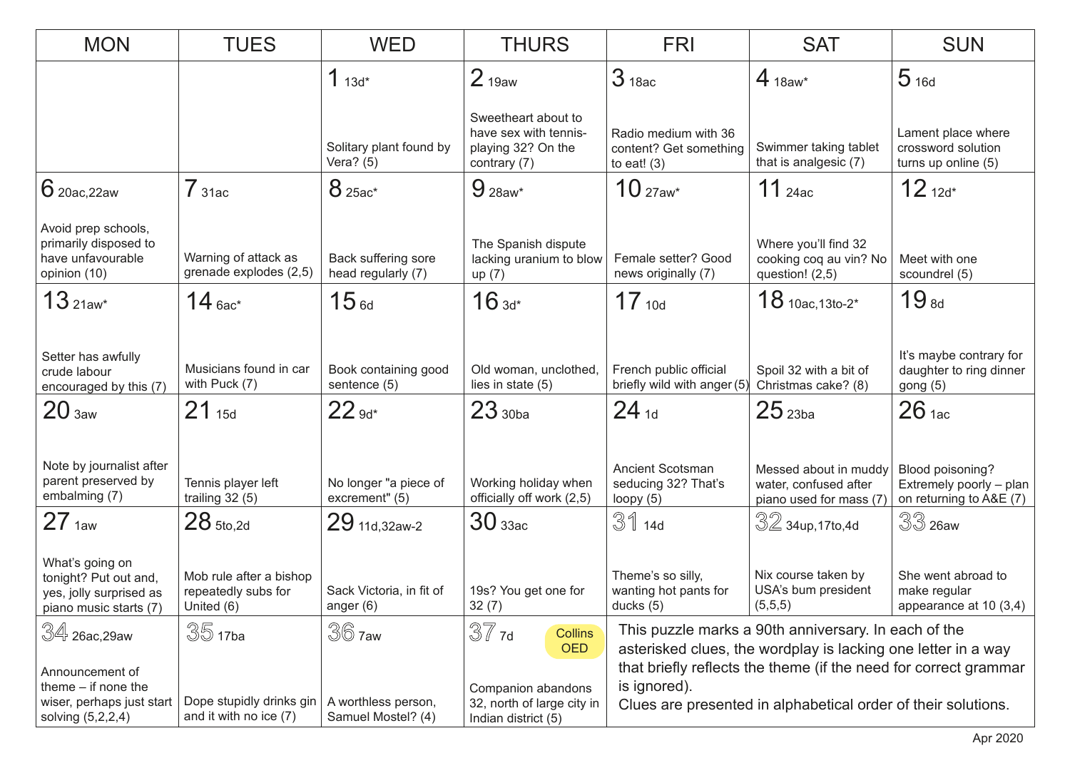| MON | TUES | WED | THURS | FRI | SAT | SUN |
|---|---|---|---|---|---|---|
| | | 1 13d* Solitary plant found by Vera? (5) | 2 19aw Sweetheart about to have sex with tennis-playing 32? On the contrary (7) | 3 18ac Radio medium with 36 content? Get something to eat! (3) | 4 18aw* Swimmer taking tablet that is analgesic (7) | 5 16d Lament place where crossword solution turns up online (5) |
| 6 20ac,22aw Avoid prep schools, primarily disposed to have unfavourable opinion (10) | 7 31ac Warning of attack as grenade explodes (2,5) | 8 25ac* Back suffering sore head regularly (7) | 9 28aw* The Spanish dispute lacking uranium to blow up (7) | 10 27aw* Female setter? Good news originally (7) | 11 24ac Where you'll find 32 cooking coq au vin? No question! (2,5) | 12 12d* Meet with one scoundrel (5) |
| 13 21aw* Setter has awfully crude labour encouraged by this (7) | 14 6ac* Musicians found in car with Puck (7) | 15 6d Book containing good sentence (5) | 16 3d* Old woman, unclothed, lies in state (5) | 17 10d French public official briefly wild with anger (5) | 18 10ac,13to-2* Spoil 32 with a bit of Christmas cake? (8) | 19 8d It's maybe contrary for daughter to ring dinner gong (5) |
| 20 3aw Note by journalist after parent preserved by embalming (7) | 21 15d Tennis player left trailing 32 (5) | 22 9d* No longer "a piece of excrement" (5) | 23 30ba Working holiday when officially off work (2,5) | 24 1d Ancient Scotsman seducing 32? That's loopy (5) | 25 23ba Messed about in muddy water, confused after piano used for mass (7) | 26 1ac Blood poisoning? Extremely poorly – plan on returning to A&E (7) |
| 27 1aw What's going on tonight? Put out and, yes, jolly surprised as piano music starts (7) | 28 5to,2d Mob rule after a bishop repeatedly subs for United (6) | 29 11d,32aw-2 Sack Victoria, in fit of anger (6) | 30 33ac 19s? You get one for 32 (7) | 31 14d Theme's so silly, wanting hot pants for ducks (5) | 32 34up,17to,4d Nix course taken by USA's bum president (5,5,5) | 33 26aw She went abroad to make regular appearance at 10 (3,4) |
| 34 26ac,29aw Announcement of theme – if none the wiser, perhaps just start solving (5,2,2,4) | 35 17ba Dope stupidly drinks gin and it with no ice (7) | 36 7aw A worthless person, Samuel Mostel? (4) | 37 7d Collins OED Companion abandons 32, north of large city in Indian district (5) | This puzzle marks a 90th anniversary. In each of the asterisked clues, the wordplay is lacking one letter in a way that briefly reflects the theme (if the need for correct grammar is ignored). Clues are presented in alphabetical order of their solutions. | | |

Apr 2020